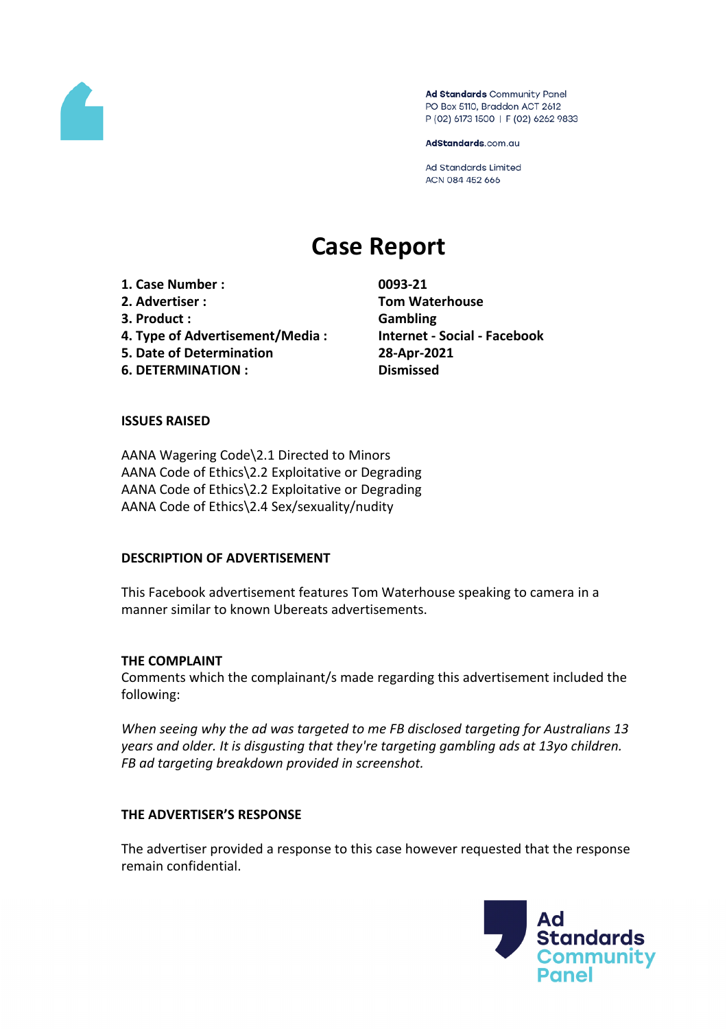Ad Standards Community Panel
PO Box 5110, Braddon ACT 2612
P (02) 6173 1500 | F (02) 6262 9833

AdStandards.com.au

Ad Standards Limited
ACN 084 452 666

# Case Report

| | |
|---|---|
| **1. Case Number :** | **0093-21** |
| **2. Advertiser :** | **Tom Waterhouse** |
| **3. Product :** | **Gambling** |
| **4. Type of Advertisement/Media :** | **Internet - Social - Facebook** |
| **5. Date of Determination** | **28-Apr-2021** |
| **6. DETERMINATION :** | **Dismissed** |

## ISSUES RAISED

AANA Wagering Code\2.1 Directed to Minors
AANA Code of Ethics\2.2 Exploitative or Degrading
AANA Code of Ethics\2.2 Exploitative or Degrading
AANA Code of Ethics\2.4 Sex/sexuality/nudity

## DESCRIPTION OF ADVERTISEMENT

This Facebook advertisement features Tom Waterhouse speaking to camera in a manner similar to known Ubereats advertisements.

## THE COMPLAINT

Comments which the complainant/s made regarding this advertisement included the following:

*When seeing why the ad was targeted to me FB disclosed targeting for Australians 13 years and older. It is disgusting that they're targeting gambling ads at 13yo children. FB ad targeting breakdown provided in screenshot.*

## THE ADVERTISER'S RESPONSE

The advertiser provided a response to this case however requested that the response remain confidential.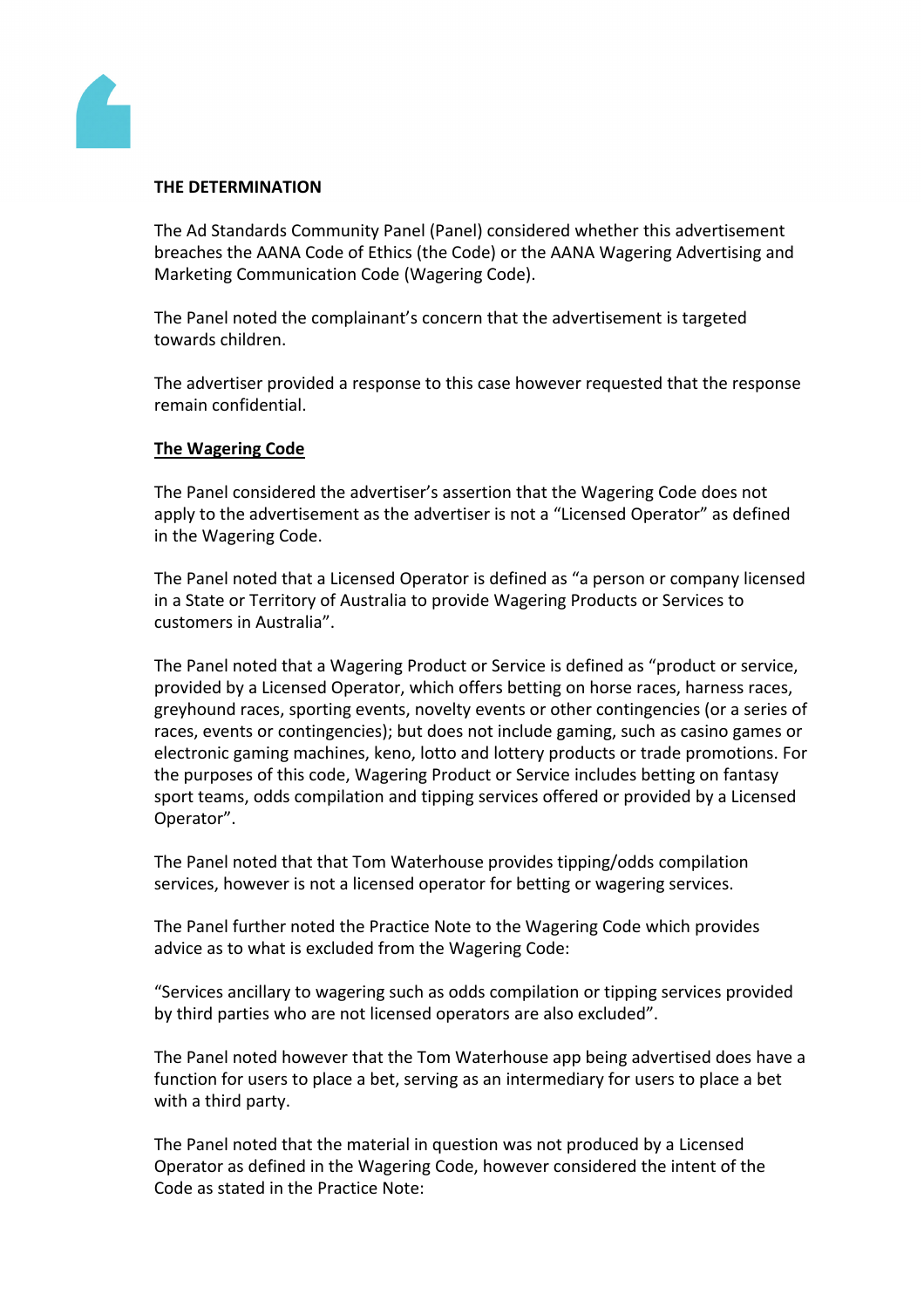**THE DETERMINATION**

The Ad Standards Community Panel (Panel) considered whether this advertisement breaches the AANA Code of Ethics (the Code) or the AANA Wagering Advertising and Marketing Communication Code (Wagering Code).

The Panel noted the complainant's concern that the advertisement is targeted towards children.

The advertiser provided a response to this case however requested that the response remain confidential.

**The Wagering Code**

The Panel considered the advertiser's assertion that the Wagering Code does not apply to the advertisement as the advertiser is not a "Licensed Operator" as defined in the Wagering Code.

The Panel noted that a Licensed Operator is defined as "a person or company licensed in a State or Territory of Australia to provide Wagering Products or Services to customers in Australia".

The Panel noted that a Wagering Product or Service is defined as "product or service, provided by a Licensed Operator, which offers betting on horse races, harness races, greyhound races, sporting events, novelty events or other contingencies (or a series of races, events or contingencies); but does not include gaming, such as casino games or electronic gaming machines, keno, lotto and lottery products or trade promotions. For the purposes of this code, Wagering Product or Service includes betting on fantasy sport teams, odds compilation and tipping services offered or provided by a Licensed Operator".

The Panel noted that that Tom Waterhouse provides tipping/odds compilation services, however is not a licensed operator for betting or wagering services.

The Panel further noted the Practice Note to the Wagering Code which provides advice as to what is excluded from the Wagering Code:

"Services ancillary to wagering such as odds compilation or tipping services provided by third parties who are not licensed operators are also excluded".

The Panel noted however that the Tom Waterhouse app being advertised does have a function for users to place a bet, serving as an intermediary for users to place a bet with a third party.

The Panel noted that the material in question was not produced by a Licensed Operator as defined in the Wagering Code, however considered the intent of the Code as stated in the Practice Note: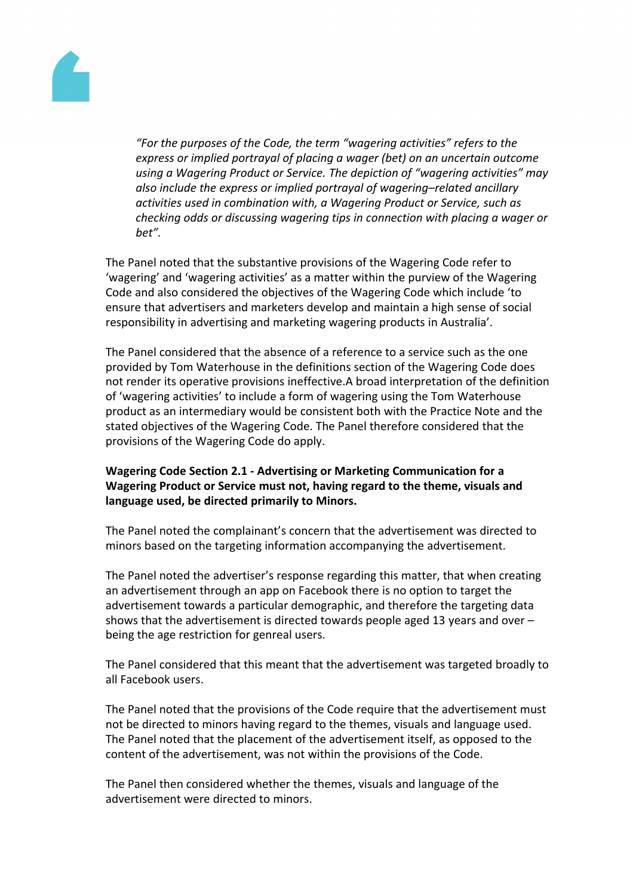*"For the purposes of the Code, the term "wagering activities" refers to the express or implied portrayal of placing a wager (bet) on an uncertain outcome using a Wagering Product or Service. The depiction of "wagering activities" may also include the express or implied portrayal of wagering–related ancillary activities used in combination with, a Wagering Product or Service, such as checking odds or discussing wagering tips in connection with placing a wager or bet".*

The Panel noted that the substantive provisions of the Wagering Code refer to 'wagering' and 'wagering activities' as a matter within the purview of the Wagering Code and also considered the objectives of the Wagering Code which include 'to ensure that advertisers and marketers develop and maintain a high sense of social responsibility in advertising and marketing wagering products in Australia'.

The Panel considered that the absence of a reference to a service such as the one provided by Tom Waterhouse in the definitions section of the Wagering Code does not render its operative provisions ineffective.A broad interpretation of the definition of 'wagering activities' to include a form of wagering using the Tom Waterhouse product as an intermediary would be consistent both with the Practice Note and the stated objectives of the Wagering Code. The Panel therefore considered that the provisions of the Wagering Code do apply.

**Wagering Code Section 2.1 - Advertising or Marketing Communication for a Wagering Product or Service must not, having regard to the theme, visuals and language used, be directed primarily to Minors.**

The Panel noted the complainant's concern that the advertisement was directed to minors based on the targeting information accompanying the advertisement.

The Panel noted the advertiser's response regarding this matter, that when creating an advertisement through an app on Facebook there is no option to target the advertisement towards a particular demographic, and therefore the targeting data shows that the advertisement is directed towards people aged 13 years and over – being the age restriction for genreal users.

The Panel considered that this meant that the advertisement was targeted broadly to all Facebook users.

The Panel noted that the provisions of the Code require that the advertisement must not be directed to minors having regard to the themes, visuals and language used. The Panel noted that the placement of the advertisement itself, as opposed to the content of the advertisement, was not within the provisions of the Code.

The Panel then considered whether the themes, visuals and language of the advertisement were directed to minors.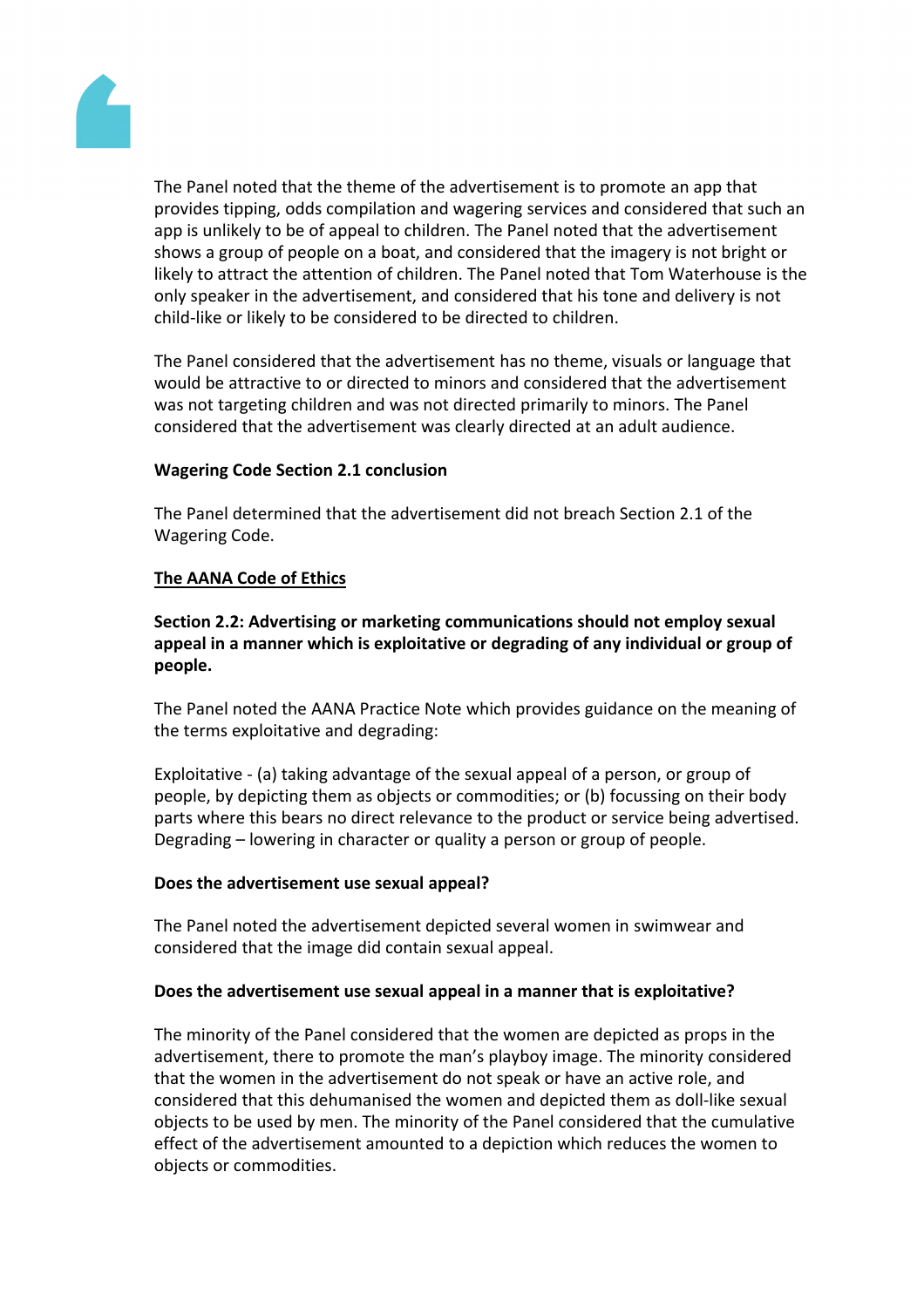The Panel noted that the theme of the advertisement is to promote an app that provides tipping, odds compilation and wagering services and considered that such an app is unlikely to be of appeal to children. The Panel noted that the advertisement shows a group of people on a boat, and considered that the imagery is not bright or likely to attract the attention of children. The Panel noted that Tom Waterhouse is the only speaker in the advertisement, and considered that his tone and delivery is not child-like or likely to be considered to be directed to children.

The Panel considered that the advertisement has no theme, visuals or language that would be attractive to or directed to minors and considered that the advertisement was not targeting children and was not directed primarily to minors. The Panel considered that the advertisement was clearly directed at an adult audience.

**Wagering Code Section 2.1 conclusion**

The Panel determined that the advertisement did not breach Section 2.1 of the Wagering Code.

<u>**The AANA Code of Ethics**</u>

**Section 2.2: Advertising or marketing communications should not employ sexual appeal in a manner which is exploitative or degrading of any individual or group of people.**

The Panel noted the AANA Practice Note which provides guidance on the meaning of the terms exploitative and degrading:

Exploitative - (a) taking advantage of the sexual appeal of a person, or group of people, by depicting them as objects or commodities; or (b) focussing on their body parts where this bears no direct relevance to the product or service being advertised.
Degrading – lowering in character or quality a person or group of people.

**Does the advertisement use sexual appeal?**

The Panel noted the advertisement depicted several women in swimwear and considered that the image did contain sexual appeal.

**Does the advertisement use sexual appeal in a manner that is exploitative?**

The minority of the Panel considered that the women are depicted as props in the advertisement, there to promote the man's playboy image. The minority considered that the women in the advertisement do not speak or have an active role, and considered that this dehumanised the women and depicted them as doll-like sexual objects to be used by men. The minority of the Panel considered that the cumulative effect of the advertisement amounted to a depiction which reduces the women to objects or commodities.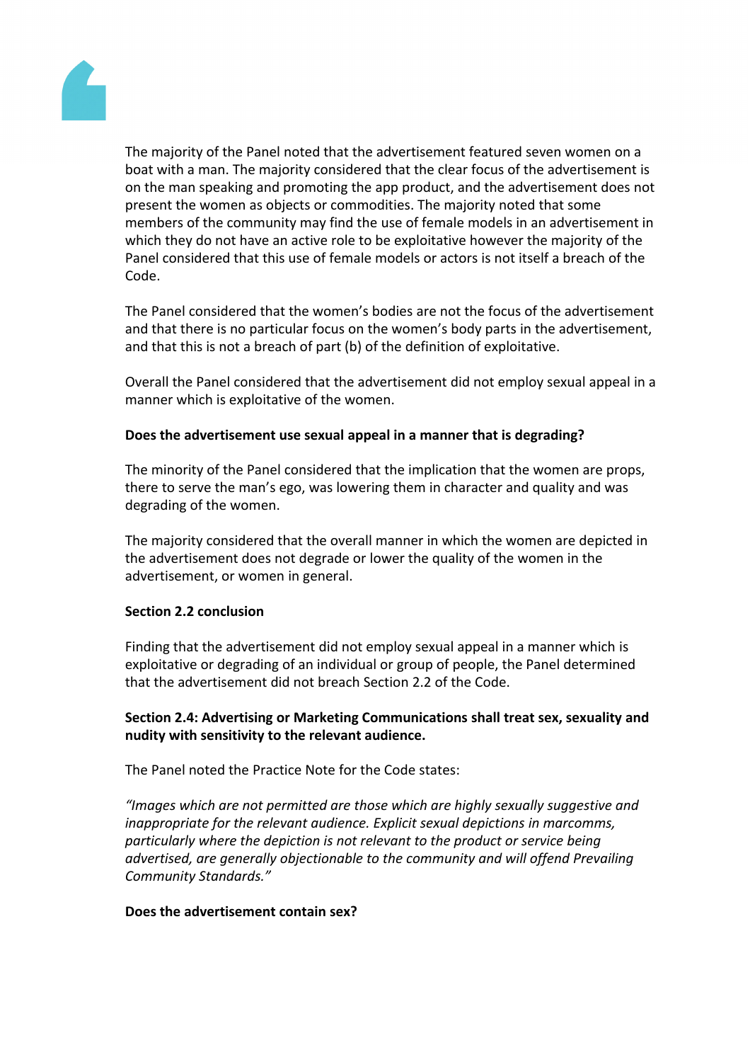The majority of the Panel noted that the advertisement featured seven women on a boat with a man. The majority considered that the clear focus of the advertisement is on the man speaking and promoting the app product, and the advertisement does not present the women as objects or commodities. The majority noted that some members of the community may find the use of female models in an advertisement in which they do not have an active role to be exploitative however the majority of the Panel considered that this use of female models or actors is not itself a breach of the Code.

The Panel considered that the women's bodies are not the focus of the advertisement and that there is no particular focus on the women's body parts in the advertisement, and that this is not a breach of part (b) of the definition of exploitative.

Overall the Panel considered that the advertisement did not employ sexual appeal in a manner which is exploitative of the women.

**Does the advertisement use sexual appeal in a manner that is degrading?**

The minority of the Panel considered that the implication that the women are props, there to serve the man's ego, was lowering them in character and quality and was degrading of the women.

The majority considered that the overall manner in which the women are depicted in the advertisement does not degrade or lower the quality of the women in the advertisement, or women in general.

**Section 2.2 conclusion**

Finding that the advertisement did not employ sexual appeal in a manner which is exploitative or degrading of an individual or group of people, the Panel determined that the advertisement did not breach Section 2.2 of the Code.

**Section 2.4: Advertising or Marketing Communications shall treat sex, sexuality and nudity with sensitivity to the relevant audience.**

The Panel noted the Practice Note for the Code states:

*"Images which are not permitted are those which are highly sexually suggestive and inappropriate for the relevant audience. Explicit sexual depictions in marcomms, particularly where the depiction is not relevant to the product or service being advertised, are generally objectionable to the community and will offend Prevailing Community Standards."*

**Does the advertisement contain sex?**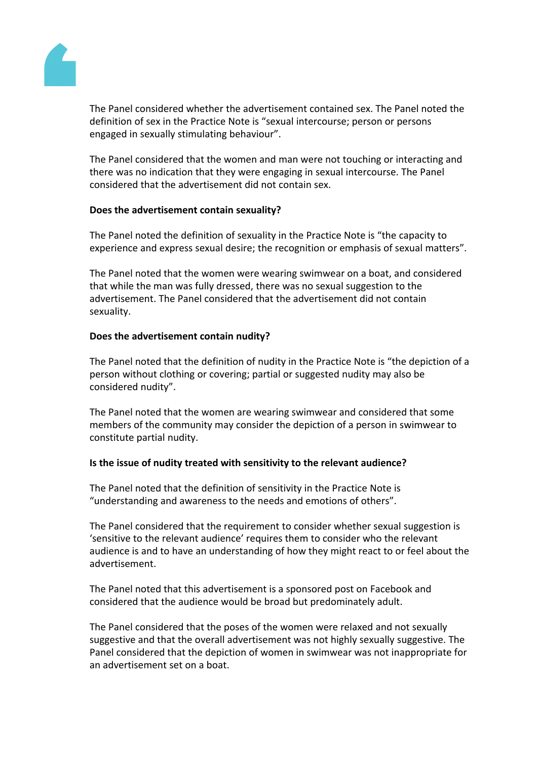The Panel considered whether the advertisement contained sex. The Panel noted the definition of sex in the Practice Note is "sexual intercourse; person or persons engaged in sexually stimulating behaviour".

The Panel considered that the women and man were not touching or interacting and there was no indication that they were engaging in sexual intercourse. The Panel considered that the advertisement did not contain sex.

**Does the advertisement contain sexuality?**

The Panel noted the definition of sexuality in the Practice Note is "the capacity to experience and express sexual desire; the recognition or emphasis of sexual matters".

The Panel noted that the women were wearing swimwear on a boat, and considered that while the man was fully dressed, there was no sexual suggestion to the advertisement. The Panel considered that the advertisement did not contain sexuality.

**Does the advertisement contain nudity?**

The Panel noted that the definition of nudity in the Practice Note is "the depiction of a person without clothing or covering; partial or suggested nudity may also be considered nudity".

The Panel noted that the women are wearing swimwear and considered that some members of the community may consider the depiction of a person in swimwear to constitute partial nudity.

**Is the issue of nudity treated with sensitivity to the relevant audience?**

The Panel noted that the definition of sensitivity in the Practice Note is "understanding and awareness to the needs and emotions of others".

The Panel considered that the requirement to consider whether sexual suggestion is 'sensitive to the relevant audience' requires them to consider who the relevant audience is and to have an understanding of how they might react to or feel about the advertisement.

The Panel noted that this advertisement is a sponsored post on Facebook and considered that the audience would be broad but predominately adult.

The Panel considered that the poses of the women were relaxed and not sexually suggestive and that the overall advertisement was not highly sexually suggestive. The Panel considered that the depiction of women in swimwear was not inappropriate for an advertisement set on a boat.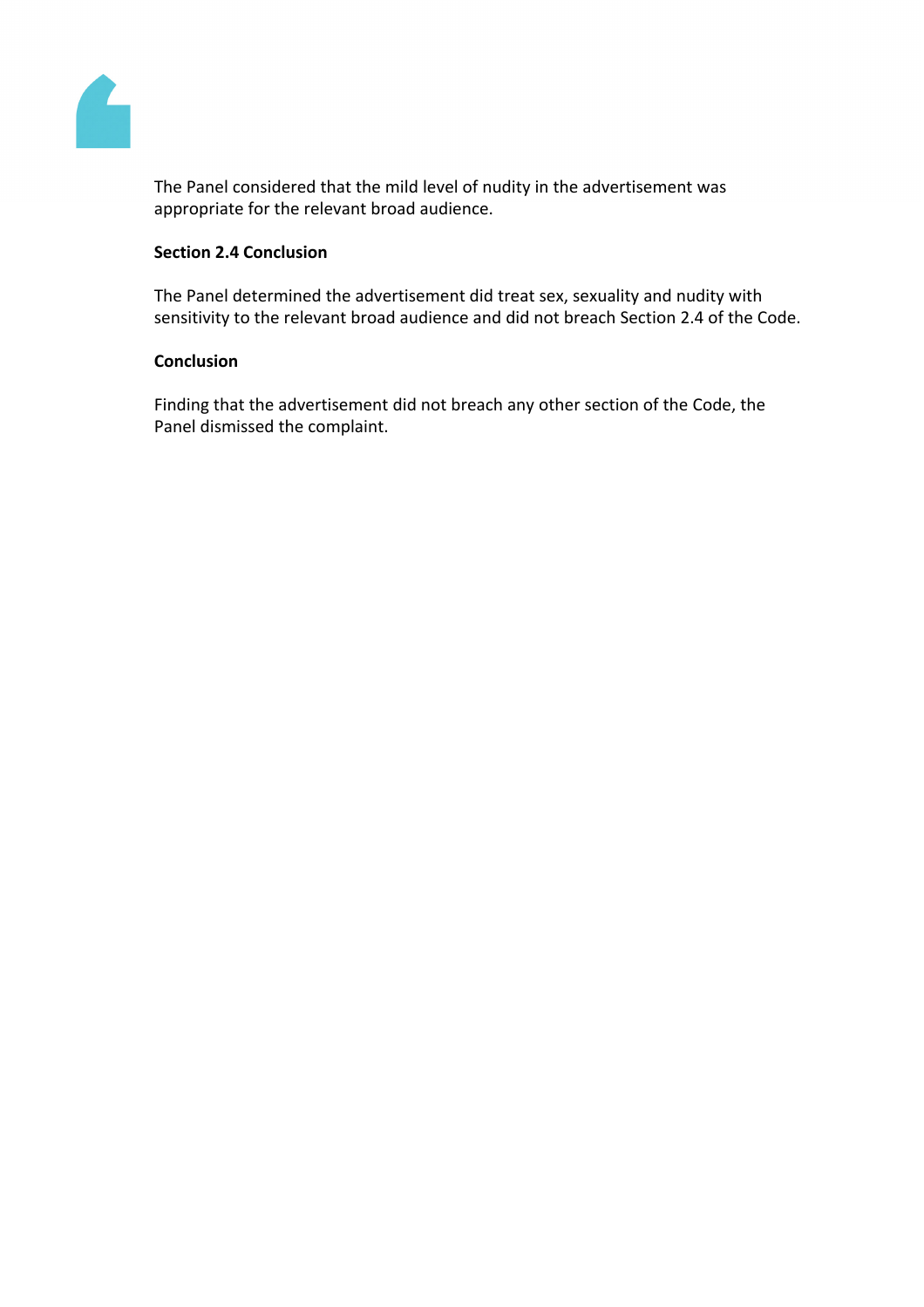The Panel considered that the mild level of nudity in the advertisement was appropriate for the relevant broad audience.

**Section 2.4 Conclusion**

The Panel determined the advertisement did treat sex, sexuality and nudity with sensitivity to the relevant broad audience and did not breach Section 2.4 of the Code.

**Conclusion**

Finding that the advertisement did not breach any other section of the Code, the Panel dismissed the complaint.